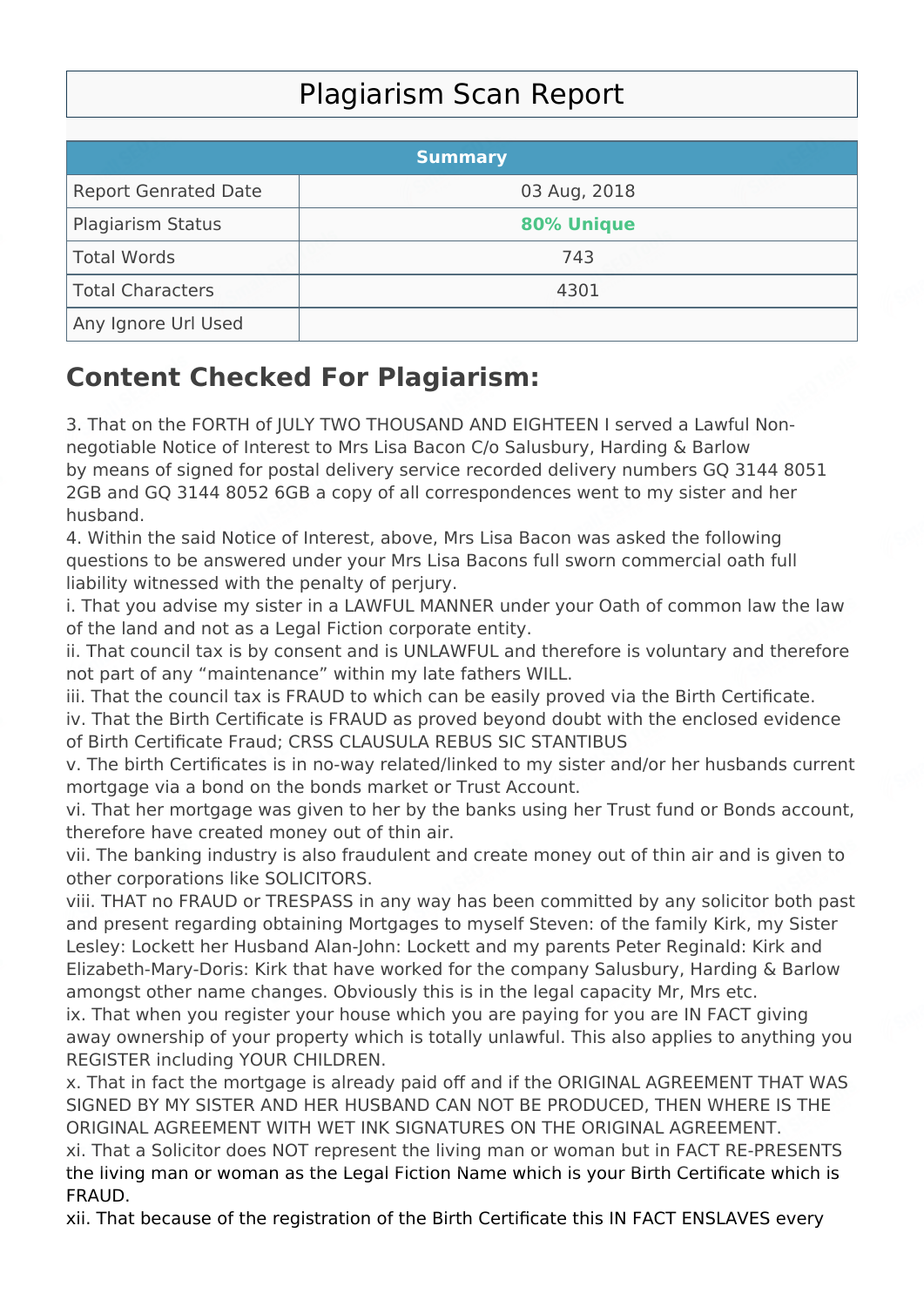# Plagiarism Scan Report

| Summary | |
|---|---|
| Report Genrated Date | 03 Aug, 2018 |
| Plagiarism Status | **80% Unique** |
| Total Words | 743 |
| Total Characters | 4301 |
| Any Ignore Url Used | |

## Content Checked For Plagiarism:

3. That on the FORTH of JULY TWO THOUSAND AND EIGHTEEN I served a Lawful Non-negotiable Notice of Interest to Mrs Lisa Bacon C/o Salusbury, Harding & Barlow by means of signed for postal delivery service recorded delivery numbers GQ 3144 8051 2GB and GQ 3144 8052 6GB a copy of all correspondences went to my sister and her husband.
4. Within the said Notice of Interest, above, Mrs Lisa Bacon was asked the following questions to be answered under your Mrs Lisa Bacons full sworn commercial oath full liability witnessed with the penalty of perjury.
i. That you advise my sister in a LAWFUL MANNER under your Oath of common law the law of the land and not as a Legal Fiction corporate entity.
ii. That council tax is by consent and is UNLAWFUL and therefore is voluntary and therefore not part of any "maintenance" within my late fathers WILL.
iii. That the council tax is FRAUD to which can be easily proved via the Birth Certificate.
iv. That the Birth Certificate is FRAUD as proved beyond doubt with the enclosed evidence of Birth Certificate Fraud; CRSS CLAUSULA REBUS SIC STANTIBUS
v. The birth Certificates is in no-way related/linked to my sister and/or her husbands current mortgage via a bond on the bonds market or Trust Account.
vi. That her mortgage was given to her by the banks using her Trust fund or Bonds account, therefore have created money out of thin air.
vii. The banking industry is also fraudulent and create money out of thin air and is given to other corporations like SOLICITORS.
viii. THAT no FRAUD or TRESPASS in any way has been committed by any solicitor both past and present regarding obtaining Mortgages to myself Steven: of the family Kirk, my Sister Lesley: Lockett her Husband Alan-John: Lockett and my parents Peter Reginald: Kirk and Elizabeth-Mary-Doris: Kirk that have worked for the company Salusbury, Harding & Barlow amongst other name changes. Obviously this is in the legal capacity Mr, Mrs etc.
ix. That when you register your house which you are paying for you are IN FACT giving away ownership of your property which is totally unlawful. This also applies to anything you REGISTER including YOUR CHILDREN.
x. That in fact the mortgage is already paid off and if the ORIGINAL AGREEMENT THAT WAS SIGNED BY MY SISTER AND HER HUSBAND CAN NOT BE PRODUCED, THEN WHERE IS THE ORIGINAL AGREEMENT WITH WET INK SIGNATURES ON THE ORIGINAL AGREEMENT.
xi. That a Solicitor does NOT represent the living man or woman but in FACT RE-PRESENTS the living man or woman as the Legal Fiction Name which is your Birth Certificate which is FRAUD.
xii. That because of the registration of the Birth Certificate this IN FACT ENSLAVES every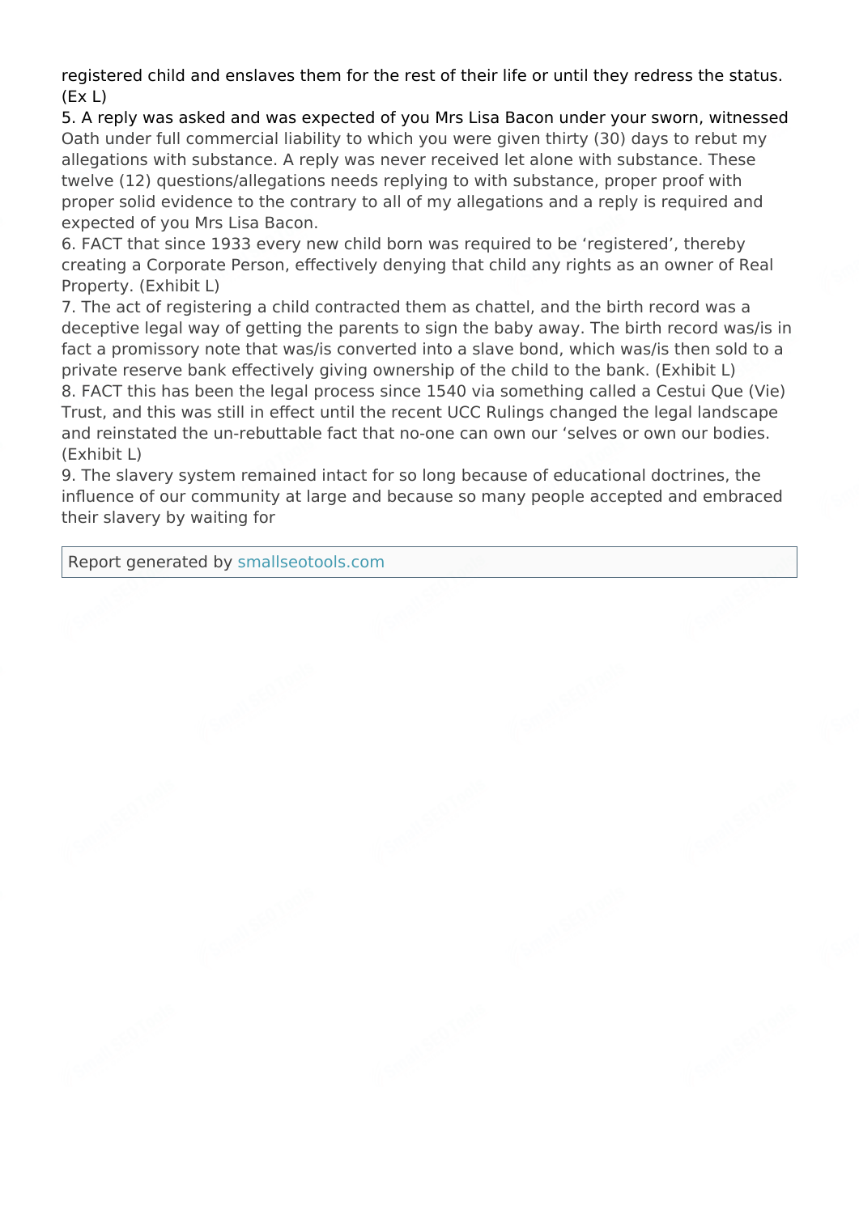registered child and enslaves them for the rest of their life or until they redress the status. (Ex L)

5. A reply was asked and was expected of you Mrs Lisa Bacon under your sworn, witnessed Oath under full commercial liability to which you were given thirty (30) days to rebut my allegations with substance. A reply was never received let alone with substance. These twelve (12) questions/allegations needs replying to with substance, proper proof with proper solid evidence to the contrary to all of my allegations and a reply is required and expected of you Mrs Lisa Bacon.

6. FACT that since 1933 every new child born was required to be 'registered', thereby creating a Corporate Person, effectively denying that child any rights as an owner of Real Property. (Exhibit L)

7. The act of registering a child contracted them as chattel, and the birth record was a deceptive legal way of getting the parents to sign the baby away. The birth record was/is in fact a promissory note that was/is converted into a slave bond, which was/is then sold to a private reserve bank effectively giving ownership of the child to the bank. (Exhibit L)

8. FACT this has been the legal process since 1540 via something called a Cestui Que (Vie) Trust, and this was still in effect until the recent UCC Rulings changed the legal landscape and reinstated the un-rebuttable fact that no-one can own our 'selves or own our bodies. (Exhibit L)

9. The slavery system remained intact for so long because of educational doctrines, the influence of our community at large and because so many people accepted and embraced their slavery by waiting for

Report generated by smallseotools.com